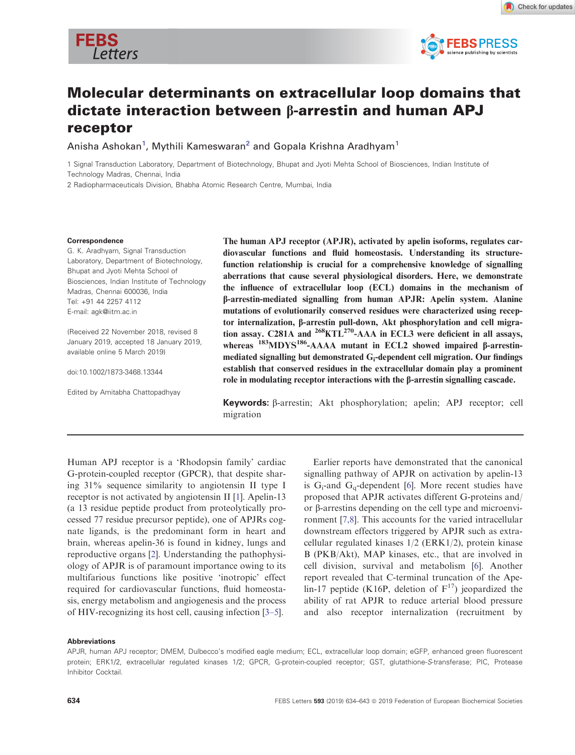# Molecular determinants on extracellular loop domains that dictate interaction between β-arrestin and human APJ receptor

Anisha Ashokan[1], Mythili Kameswaran[2] and Gopala Krishna Aradhyam[1]

1 Signal Transduction Laboratory, Department of Biotechnology, Bhupat and Jyoti Mehta School of Biosciences, Indian Institute of Technology Madras, Chennai, India

2 Radiopharmaceuticals Division, Bhabha Atomic Research Centre, Mumbai, India

**Correspondence**

G. K. Aradhyam, Signal Transduction Laboratory, Department of Biotechnology, Bhupat and Jyoti Mehta School of Biosciences, Indian Institute of Technology Madras, Chennai 600036, India

Tel: +91 44 2257 4112

E-mail: agk@iitm.ac.in

(Received 22 November 2018, revised 8 January 2019, accepted 18 January 2019, available online 5 March 2019)

doi:10.1002/1873-3468.13344

Edited by Amitabha Chattopadhyay

**The human APJ receptor (APJR), activated by apelin isoforms, regulates cardiovascular functions and fluid homeostasis. Understanding its structure-function relationship is crucial for a comprehensive knowledge of signalling aberrations that cause several physiological disorders. Here, we demonstrate the influence of extracellular loop (ECL) domains in the mechanism of β-arrestin-mediated signalling from human APJR: Apelin system. Alanine mutations of evolutionarily conserved residues were characterized using receptor internalization, β-arrestin pull-down, Akt phosphorylation and cell migration assay. C281A and $^{268}$KTL$^{270}$-AAA in ECL3 were deficient in all assays, whereas $^{183}$MDYS$^{186}$-AAAA mutant in ECL2 showed impaired β-arrestin-mediated signalling but demonstrated $G_i$-dependent cell migration. Our findings establish that conserved residues in the extracellular domain play a prominent role in modulating receptor interactions with the β-arrestin signalling cascade.**

**Keywords:** β-arrestin; Akt phosphorylation; apelin; APJ receptor; cell migration

Human APJ receptor is a 'Rhodopsin family' cardiac G-protein-coupled receptor (GPCR), that despite sharing 31% sequence similarity to angiotensin II type I receptor is not activated by angiotensin II [1]. Apelin-13 (a 13 residue peptide product from proteolytically processed 77 residue precursor peptide), one of APJRs cognate ligands, is the predominant form in heart and brain, whereas apelin-36 is found in kidney, lungs and reproductive organs [2]. Understanding the pathophysiology of APJR is of paramount importance owing to its multifarious functions like positive 'inotropic' effect required for cardiovascular functions, fluid homeostasis, energy metabolism and angiogenesis and the process of HIV-recognizing its host cell, causing infection [3–5].

Earlier reports have demonstrated that the canonical signalling pathway of APJR on activation by apelin-13 is $G_i$-and $G_q$-dependent [6]. More recent studies have proposed that APJR activates different G-proteins and/or β-arrestins depending on the cell type and microenvironment [7,8]. This accounts for the varied intracellular downstream effectors triggered by APJR such as extracellular regulated kinases 1/2 (ERK1/2), protein kinase B (PKB/Akt), MAP kinases, etc., that are involved in cell division, survival and metabolism [6]. Another report revealed that C-terminal truncation of the Apelin-17 peptide (K16P, deletion of $F^{17}$) jeopardized the ability of rat APJR to reduce arterial blood pressure and also receptor internalization (recruitment by

**Abbreviations**

APJR, human APJ receptor; DMEM, Dulbecco's modified eagle medium; ECL, extracellular loop domain; eGFP, enhanced green fluorescent protein; ERK1/2, extracellular regulated kinases 1/2; GPCR, G-protein-coupled receptor; GST, glutathione-S-transferase; PIC, Protease Inhibitor Cocktail.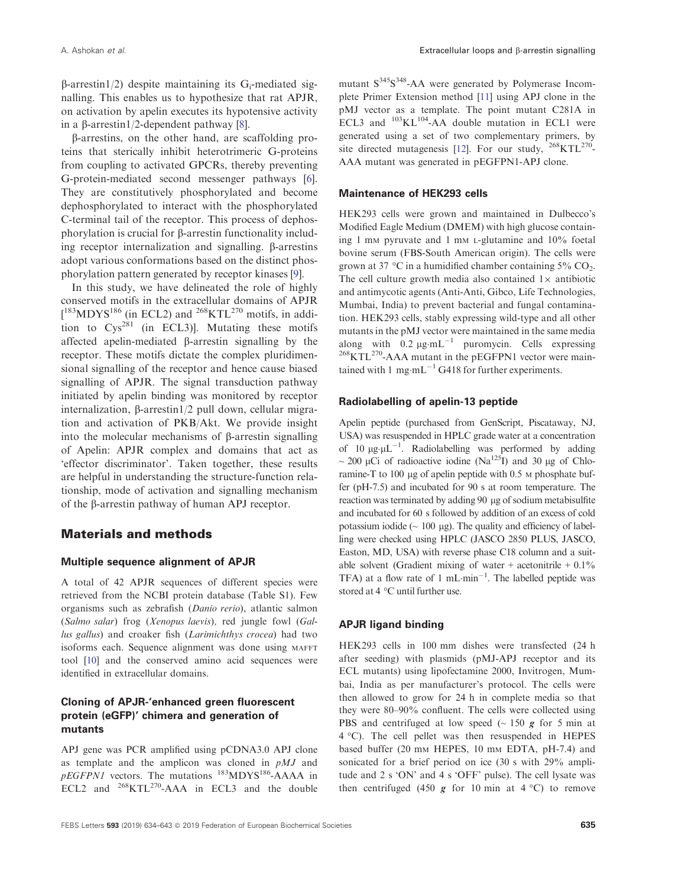β-arrestin1/2) despite maintaining its $G_i$-mediated signalling. This enables us to hypothesize that rat APJR, on activation by apelin executes its hypotensive activity in a β-arrestin1/2-dependent pathway [8].

β-arrestins, on the other hand, are scaffolding proteins that sterically inhibit heterotrimeric G-proteins from coupling to activated GPCRs, thereby preventing G-protein-mediated second messenger pathways [6]. They are constitutively phosphorylated and become dephosphorylated to interact with the phosphorylated C-terminal tail of the receptor. This process of dephosphorylation is crucial for β-arrestin functionality including receptor internalization and signalling. β-arrestins adopt various conformations based on the distinct phosphorylation pattern generated by receptor kinases [9].

In this study, we have delineated the role of highly conserved motifs in the extracellular domains of APJR [$^{183}$MDYS$^{186}$ (in ECL2) and $^{268}$KTL$^{270}$ motifs, in addition to Cys$^{281}$ (in ECL3)]. Mutating these motifs affected apelin-mediated β-arrestin signalling by the receptor. These motifs dictate the complex pluridimensional signalling of the receptor and hence cause biased signalling of APJR. The signal transduction pathway initiated by apelin binding was monitored by receptor internalization, β-arrestin1/2 pull down, cellular migration and activation of PKB/Akt. We provide insight into the molecular mechanisms of β-arrestin signalling of Apelin: APJR complex and domains that act as 'effector discriminator'. Taken together, these results are helpful in understanding the structure-function relationship, mode of activation and signalling mechanism of the β-arrestin pathway of human APJ receptor.

## Materials and methods

### Multiple sequence alignment of APJR

A total of 42 APJR sequences of different species were retrieved from the NCBI protein database (Table S1). Few organisms such as zebrafish (*Danio rerio*), atlantic salmon (*Salmo salar*) frog (*Xenopus laevis*), red jungle fowl (*Gallus gallus*) and croaker fish (*Larimichthys crocea*) had two isoforms each. Sequence alignment was done using MAFFT tool [10] and the conserved amino acid sequences were identified in extracellular domains.

### Cloning of APJR-'enhanced green fluorescent protein (eGFP)' chimera and generation of mutants

APJ gene was PCR amplified using pCDNA3.0 APJ clone as template and the amplicon was cloned in *pMJ* and *pEGFPN1* vectors. The mutations $^{183}$MDYS$^{186}$-AAAA in ECL2 and $^{268}$KTL$^{270}$-AAA in ECL3 and the double mutant S$^{345}$S$^{348}$-AA were generated by Polymerase Incomplete Primer Extension method [11] using APJ clone in the pMJ vector as a template. The point mutant C281A in ECL3 and $^{103}$KL$^{104}$-AA double mutation in ECL1 were generated using a set of two complementary primers, by site directed mutagenesis [12]. For our study, $^{268}$KTL$^{270}$-AAA mutant was generated in pEGFPN1-APJ clone.

### Maintenance of HEK293 cells

HEK293 cells were grown and maintained in Dulbecco's Modified Eagle Medium (DMEM) with high glucose containing 1 mM pyruvate and 1 mM L-glutamine and 10% foetal bovine serum (FBS-South American origin). The cells were grown at 37 °C in a humidified chamber containing 5% $CO_2$. The cell culture growth media also contained 1× antibiotic and antimycotic agents (Anti-Anti, Gibco, Life Technologies, Mumbai, India) to prevent bacterial and fungal contamination. HEK293 cells, stably expressing wild-type and all other mutants in the pMJ vector were maintained in the same media along with 0.2 μg·mL$^{-1}$ puromycin. Cells expressing $^{268}$KTL$^{270}$-AAA mutant in the pEGFPN1 vector were maintained with 1 mg·mL$^{-1}$ G418 for further experiments.

### Radiolabelling of apelin-13 peptide

Apelin peptide (purchased from GenScript, Piscataway, NJ, USA) was resuspended in HPLC grade water at a concentration of 10 μg·μL$^{-1}$. Radiolabelling was performed by adding ~ 200 μCi of radioactive iodine (Na$^{125}$I) and 30 μg of Chloramine-T to 100 μg of apelin peptide with 0.5 M phosphate buffer (pH-7.5) and incubated for 90 s at room temperature. The reaction was terminated by adding 90 μg of sodium metabisulfite and incubated for 60 s followed by addition of an excess of cold potassium iodide (~ 100 μg). The quality and efficiency of labelling were checked using HPLC (JASCO 2850 PLUS, JASCO, Easton, MD, USA) with reverse phase C18 column and a suitable solvent (Gradient mixing of water + acetonitrile + 0.1% TFA) at a flow rate of 1 mL·min$^{-1}$. The labelled peptide was stored at 4 °C until further use.

### APJR ligand binding

HEK293 cells in 100 mm dishes were transfected (24 h after seeding) with plasmids (pMJ-APJ receptor and its ECL mutants) using lipofectamine 2000, Invitrogen, Mumbai, India as per manufacturer's protocol. The cells were then allowed to grow for 24 h in complete media so that they were 80–90% confluent. The cells were collected using PBS and centrifuged at low speed (~ 150 ***g*** for 5 min at 4 °C). The cell pellet was then resuspended in HEPES based buffer (20 mM HEPES, 10 mM EDTA, pH-7.4) and sonicated for a brief period on ice (30 s with 29% amplitude and 2 s 'ON' and 4 s 'OFF' pulse). The cell lysate was then centrifuged (450 ***g*** for 10 min at 4 °C) to remove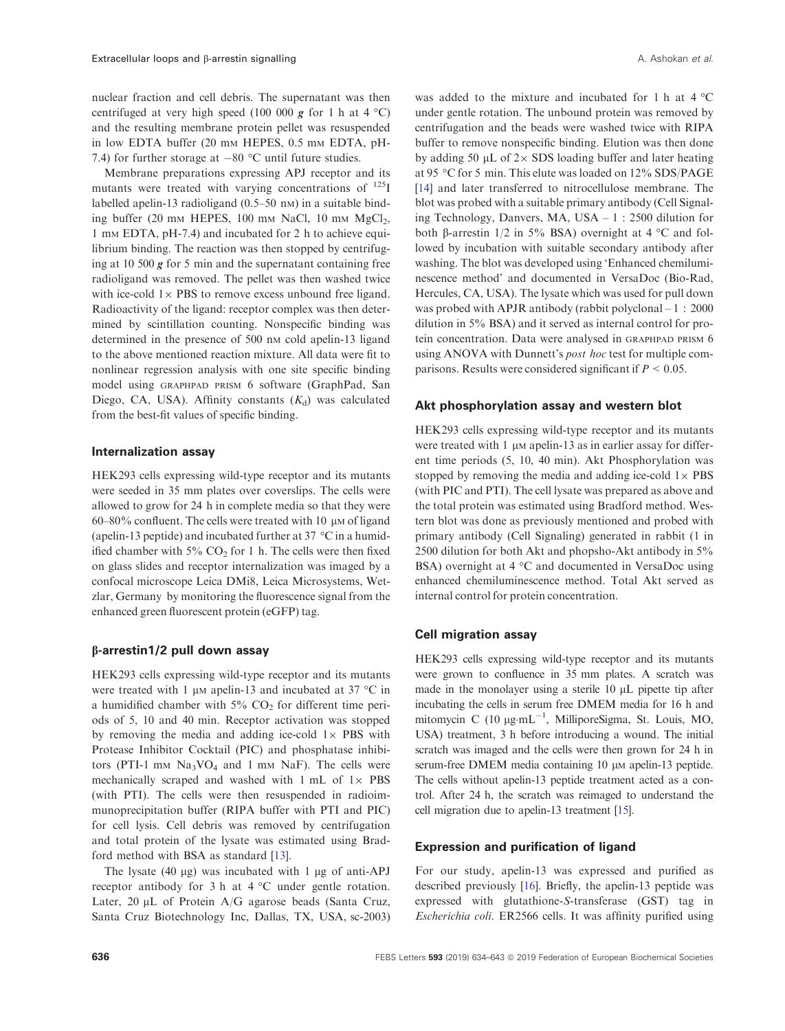nuclear fraction and cell debris. The supernatant was then centrifuged at very high speed (100 000 ***g*** for 1 h at 4 °C) and the resulting membrane protein pellet was resuspended in low EDTA buffer (20 mM HEPES, 0.5 mM EDTA, pH-7.4) for further storage at −80 °C until future studies.

Membrane preparations expressing APJ receptor and its mutants were treated with varying concentrations of $^{125}$I labelled apelin-13 radioligand (0.5–50 nM) in a suitable binding buffer (20 mM HEPES, 100 mM NaCl, 10 mM $MgCl_2$, 1 mM EDTA, pH-7.4) and incubated for 2 h to achieve equilibrium binding. The reaction was then stopped by centrifuging at 10 500 ***g*** for 5 min and the supernatant containing free radioligand was removed. The pellet was then washed twice with ice-cold 1× PBS to remove excess unbound free ligand. Radioactivity of the ligand: receptor complex was then determined by scintillation counting. Nonspecific binding was determined in the presence of 500 nM cold apelin-13 ligand to the above mentioned reaction mixture. All data were fit to nonlinear regression analysis with one site specific binding model using GRAPHPAD PRISM 6 software (GraphPad, San Diego, CA, USA). Affinity constants ($K_d$) was calculated from the best-fit values of specific binding.

### Internalization assay

HEK293 cells expressing wild-type receptor and its mutants were seeded in 35 mm plates over coverslips. The cells were allowed to grow for 24 h in complete media so that they were 60–80% confluent. The cells were treated with 10 μM of ligand (apelin-13 peptide) and incubated further at 37 °C in a humidified chamber with 5% $CO_2$ for 1 h. The cells were then fixed on glass slides and receptor internalization was imaged by a confocal microscope Leica DMi8, Leica Microsystems, Wetzlar, Germany by monitoring the fluorescence signal from the enhanced green fluorescent protein (eGFP) tag.

### β-arrestin1/2 pull down assay

HEK293 cells expressing wild-type receptor and its mutants were treated with 1 μM apelin-13 and incubated at 37 °C in a humidified chamber with 5% $CO_2$ for different time periods of 5, 10 and 40 min. Receptor activation was stopped by removing the media and adding ice-cold 1× PBS with Protease Inhibitor Cocktail (PIC) and phosphatase inhibitors (PTI-1 mM $Na_3VO_4$ and 1 mM NaF). The cells were mechanically scraped and washed with 1 mL of 1× PBS (with PTI). The cells were then resuspended in radioimmunoprecipitation buffer (RIPA buffer with PTI and PIC) for cell lysis. Cell debris was removed by centrifugation and total protein of the lysate was estimated using Bradford method with BSA as standard [13].

The lysate (40 μg) was incubated with 1 μg of anti-APJ receptor antibody for 3 h at 4 °C under gentle rotation. Later, 20 μL of Protein A/G agarose beads (Santa Cruz, Santa Cruz Biotechnology Inc, Dallas, TX, USA, sc-2003) was added to the mixture and incubated for 1 h at 4 °C under gentle rotation. The unbound protein was removed by centrifugation and the beads were washed twice with RIPA buffer to remove nonspecific binding. Elution was then done by adding 50 μL of 2× SDS loading buffer and later heating at 95 °C for 5 min. This elute was loaded on 12% SDS/PAGE [14] and later transferred to nitrocellulose membrane. The blot was probed with a suitable primary antibody (Cell Signaling Technology, Danvers, MA, USA – 1 : 2500 dilution for both β-arrestin 1/2 in 5% BSA) overnight at 4 °C and followed by incubation with suitable secondary antibody after washing. The blot was developed using 'Enhanced chemiluminescence method' and documented in VersaDoc (Bio-Rad, Hercules, CA, USA). The lysate which was used for pull down was probed with APJR antibody (rabbit polyclonal – 1 : 2000 dilution in 5% BSA) and it served as internal control for protein concentration. Data were analysed in GRAPHPAD PRISM 6 using ANOVA with Dunnett's *post hoc* test for multiple comparisons. Results were considered significant if $P < 0.05$.

### Akt phosphorylation assay and western blot

HEK293 cells expressing wild-type receptor and its mutants were treated with 1 μM apelin-13 as in earlier assay for different time periods (5, 10, 40 min). Akt Phosphorylation was stopped by removing the media and adding ice-cold 1× PBS (with PIC and PTI). The cell lysate was prepared as above and the total protein was estimated using Bradford method. Western blot was done as previously mentioned and probed with primary antibody (Cell Signaling) generated in rabbit (1 in 2500 dilution for both Akt and phopsho-Akt antibody in 5% BSA) overnight at 4 °C and documented in VersaDoc using enhanced chemiluminescence method. Total Akt served as internal control for protein concentration.

### Cell migration assay

HEK293 cells expressing wild-type receptor and its mutants were grown to confluence in 35 mm plates. A scratch was made in the monolayer using a sterile 10 μL pipette tip after incubating the cells in serum free DMEM media for 16 h and mitomycin C (10 μg·mL$^{-1}$, MilliporeSigma, St. Louis, MO, USA) treatment, 3 h before introducing a wound. The initial scratch was imaged and the cells were then grown for 24 h in serum-free DMEM media containing 10 μM apelin-13 peptide. The cells without apelin-13 peptide treatment acted as a control. After 24 h, the scratch was reimaged to understand the cell migration due to apelin-13 treatment [15].

### Expression and purification of ligand

For our study, apelin-13 was expressed and purified as described previously [16]. Briefly, the apelin-13 peptide was expressed with glutathione-*S*-transferase (GST) tag in *Escherichia coli*. ER2566 cells. It was affinity purified using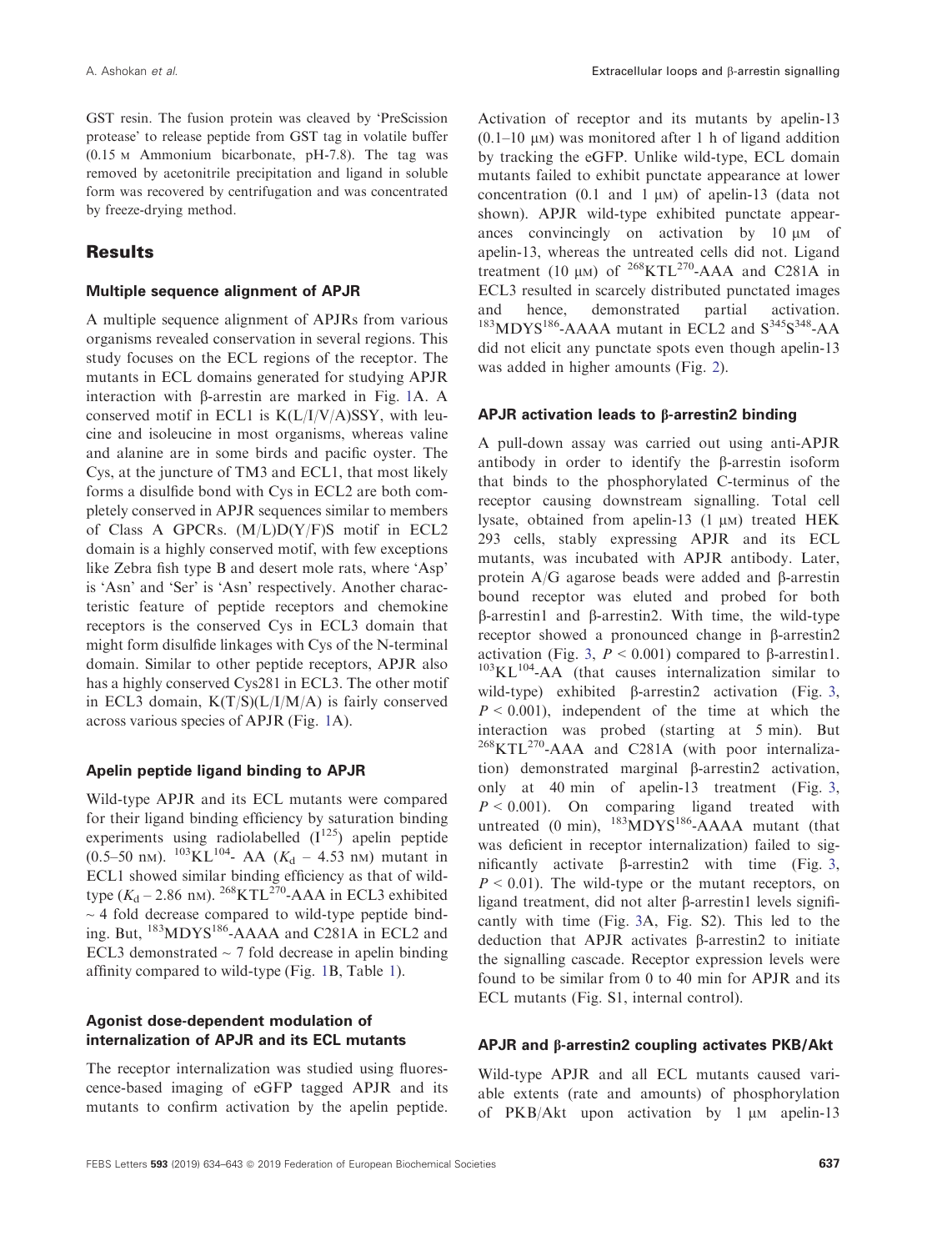GST resin. The fusion protein was cleaved by 'PreScission protease' to release peptide from GST tag in volatile buffer (0.15 M Ammonium bicarbonate, pH-7.8). The tag was removed by acetonitrile precipitation and ligand in soluble form was recovered by centrifugation and was concentrated by freeze-drying method.

## Results

### Multiple sequence alignment of APJR

A multiple sequence alignment of APJRs from various organisms revealed conservation in several regions. This study focuses on the ECL regions of the receptor. The mutants in ECL domains generated for studying APJR interaction with β-arrestin are marked in Fig. 1A. A conserved motif in ECL1 is K(L/I/V/A)SSY, with leucine and isoleucine in most organisms, whereas valine and alanine are in some birds and pacific oyster. The Cys, at the juncture of TM3 and ECL1, that most likely forms a disulfide bond with Cys in ECL2 are both completely conserved in APJR sequences similar to members of Class A GPCRs. (M/L)D(Y/F)S motif in ECL2 domain is a highly conserved motif, with few exceptions like Zebra fish type B and desert mole rats, where 'Asp' is 'Asn' and 'Ser' is 'Asn' respectively. Another characteristic feature of peptide receptors and chemokine receptors is the conserved Cys in ECL3 domain that might form disulfide linkages with Cys of the N-terminal domain. Similar to other peptide receptors, APJR also has a highly conserved Cys281 in ECL3. The other motif in ECL3 domain, K(T/S)(L/I/M/A) is fairly conserved across various species of APJR (Fig. 1A).

### Apelin peptide ligand binding to APJR

Wild-type APJR and its ECL mutants were compared for their ligand binding efficiency by saturation binding experiments using radiolabelled ($I^{125}$) apelin peptide (0.5–50 nM). $^{103}$KL$^{104}$- AA ($K_d$ – 4.53 nM) mutant in ECL1 showed similar binding efficiency as that of wild-type ($K_d$ – 2.86 nM). $^{268}$KTL$^{270}$-AAA in ECL3 exhibited ~ 4 fold decrease compared to wild-type peptide binding. But, $^{183}$MDYS$^{186}$-AAAA and C281A in ECL2 and ECL3 demonstrated ~ 7 fold decrease in apelin binding affinity compared to wild-type (Fig. 1B, Table 1).

### Agonist dose-dependent modulation of internalization of APJR and its ECL mutants

The receptor internalization was studied using fluorescence-based imaging of eGFP tagged APJR and its mutants to confirm activation by the apelin peptide. Activation of receptor and its mutants by apelin-13 (0.1–10 μM) was monitored after 1 h of ligand addition by tracking the eGFP. Unlike wild-type, ECL domain mutants failed to exhibit punctate appearance at lower concentration (0.1 and 1 μM) of apelin-13 (data not shown). APJR wild-type exhibited punctate appearances convincingly on activation by 10 μM of apelin-13, whereas the untreated cells did not. Ligand treatment (10 μM) of $^{268}$KTL$^{270}$-AAA and C281A in ECL3 resulted in scarcely distributed punctated images and hence, demonstrated partial activation. $^{183}$MDYS$^{186}$-AAAA mutant in ECL2 and S$^{345}$S$^{348}$-AA did not elicit any punctate spots even though apelin-13 was added in higher amounts (Fig. 2).

### APJR activation leads to β-arrestin2 binding

A pull-down assay was carried out using anti-APJR antibody in order to identify the β-arrestin isoform that binds to the phosphorylated C-terminus of the receptor causing downstream signalling. Total cell lysate, obtained from apelin-13 (1 μM) treated HEK 293 cells, stably expressing APJR and its ECL mutants, was incubated with APJR antibody. Later, protein A/G agarose beads were added and β-arrestin bound receptor was eluted and probed for both β-arrestin1 and β-arrestin2. With time, the wild-type receptor showed a pronounced change in β-arrestin2 activation (Fig. 3, $P < 0.001$) compared to β-arrestin1. $^{103}$KL$^{104}$-AA (that causes internalization similar to wild-type) exhibited β-arrestin2 activation (Fig. 3, $P < 0.001$), independent of the time at which the interaction was probed (starting at 5 min). But $^{268}$KTL$^{270}$-AAA and C281A (with poor internalization) demonstrated marginal β-arrestin2 activation, only at 40 min of apelin-13 treatment (Fig. 3, $P < 0.001$). On comparing ligand treated with untreated (0 min), $^{183}$MDYS$^{186}$-AAAA mutant (that was deficient in receptor internalization) failed to significantly activate β-arrestin2 with time (Fig. 3, $P < 0.01$). The wild-type or the mutant receptors, on ligand treatment, did not alter β-arrestin1 levels significantly with time (Fig. 3A, Fig. S2). This led to the deduction that APJR activates β-arrestin2 to initiate the signalling cascade. Receptor expression levels were found to be similar from 0 to 40 min for APJR and its ECL mutants (Fig. S1, internal control).

### APJR and β-arrestin2 coupling activates PKB/Akt

Wild-type APJR and all ECL mutants caused variable extents (rate and amounts) of phosphorylation of PKB/Akt upon activation by 1 μM apelin-13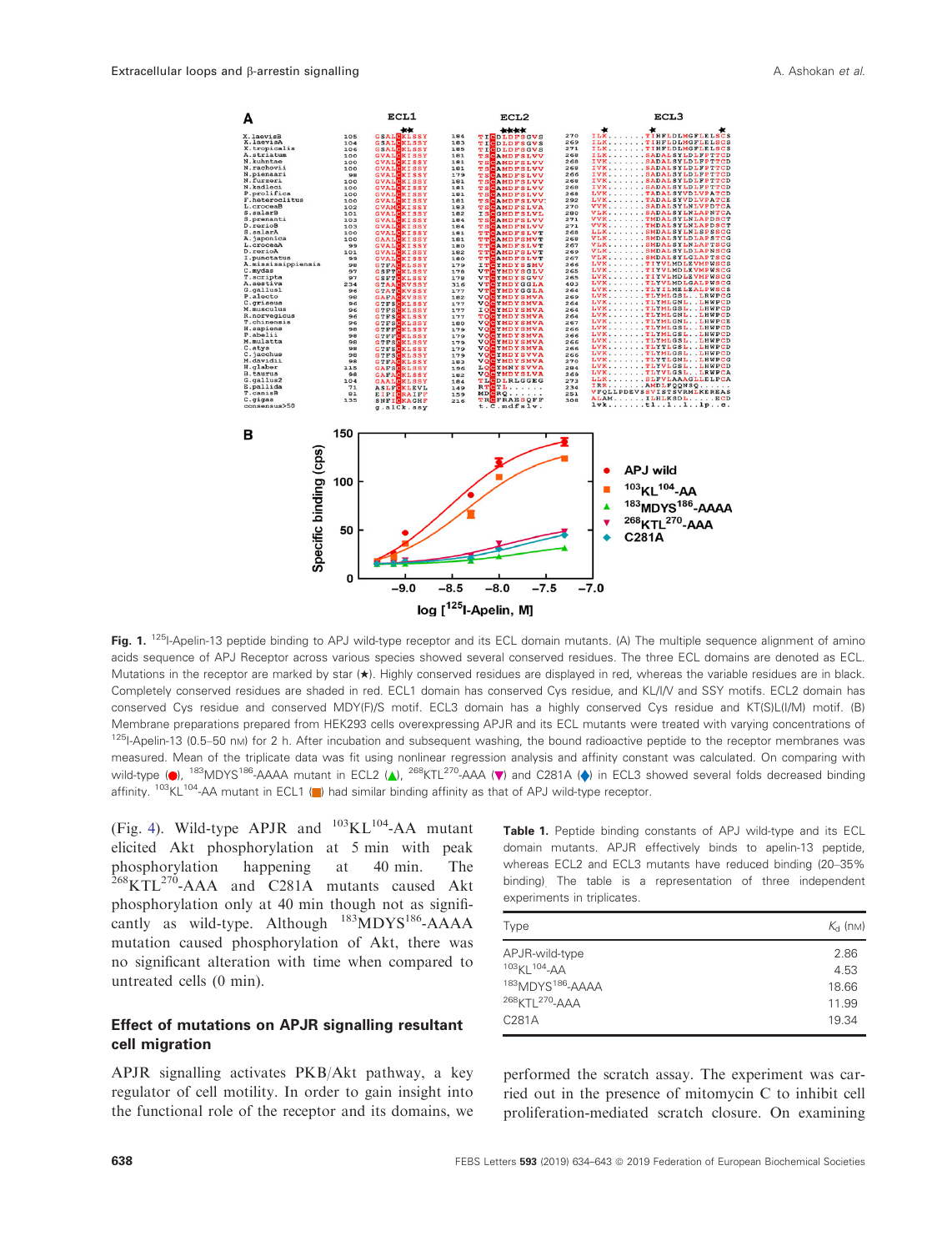**Fig. 1.** [125]I-Apelin-13 peptide binding to APJ wild-type receptor and its ECL domain mutants. (A) The multiple sequence alignment of amino acids sequence of APJ Receptor across various species showed several conserved residues. The three ECL domains are denoted as ECL. Mutations in the receptor are marked by star (★). Highly conserved residues are displayed in red, whereas the variable residues are in black. Completely conserved residues are shaded in red. ECL1 domain has conserved Cys residue, and KL/I/V and SSY motifs. ECL2 domain has conserved Cys residue and conserved MDY(F)/S motif. ECL3 domain has a highly conserved Cys residue and KT(S)L(I/M) motif. (B) Membrane preparations prepared from HEK293 cells overexpressing APJR and its ECL mutants were treated with varying concentrations of [125]I-Apelin-13 (0.5–50 nM) for 2 h. After incubation and subsequent washing, the bound radioactive peptide to the receptor membranes was measured. Mean of the triplicate data was fit using nonlinear regression analysis and affinity constant was calculated. On comparing with wild-type (●), [183]MDYS[186]-AAAA mutant in ECL2 (▲), [268]KTL[270]-AAA (▼) and C281A (◆) in ECL3 showed several folds decreased binding affinity. [103]KL[104]-AA mutant in ECL1 (■) had similar binding affinity as that of APJ wild-type receptor.

(Fig. 4). Wild-type APJR and [103]KL[104]-AA mutant elicited Akt phosphorylation at 5 min with peak phosphorylation happening at 40 min. The [268]KTL[270]-AAA and C281A mutants caused Akt phosphorylation only at 40 min though not as significantly as wild-type. Although [183]MDYS[186]-AAAA mutation caused phosphorylation of Akt, there was no significant alteration with time when compared to untreated cells (0 min).

### Effect of mutations on APJR signalling resultant cell migration

APJR signalling activates PKB/Akt pathway, a key regulator of cell motility. In order to gain insight into the functional role of the receptor and its domains, we performed the scratch assay. The experiment was carried out in the presence of mitomycin C to inhibit cell proliferation-mediated scratch closure. On examining

**Table 1.** Peptide binding constants of APJ wild-type and its ECL domain mutants. APJR effectively binds to apelin-13 peptide, whereas ECL2 and ECL3 mutants have reduced binding (20–35% binding). The table is a representation of three independent experiments in triplicates.

| Type | $K_d$ (nM) |
|---|---|
| APJR-wild-type | 2.86 |
| [103]KL[104]-AA | 4.53 |
| [183]MDYS[186]-AAAA | 18.66 |
| [268]KTL[270]-AAA | 11.99 |
| C281A | 19.34 |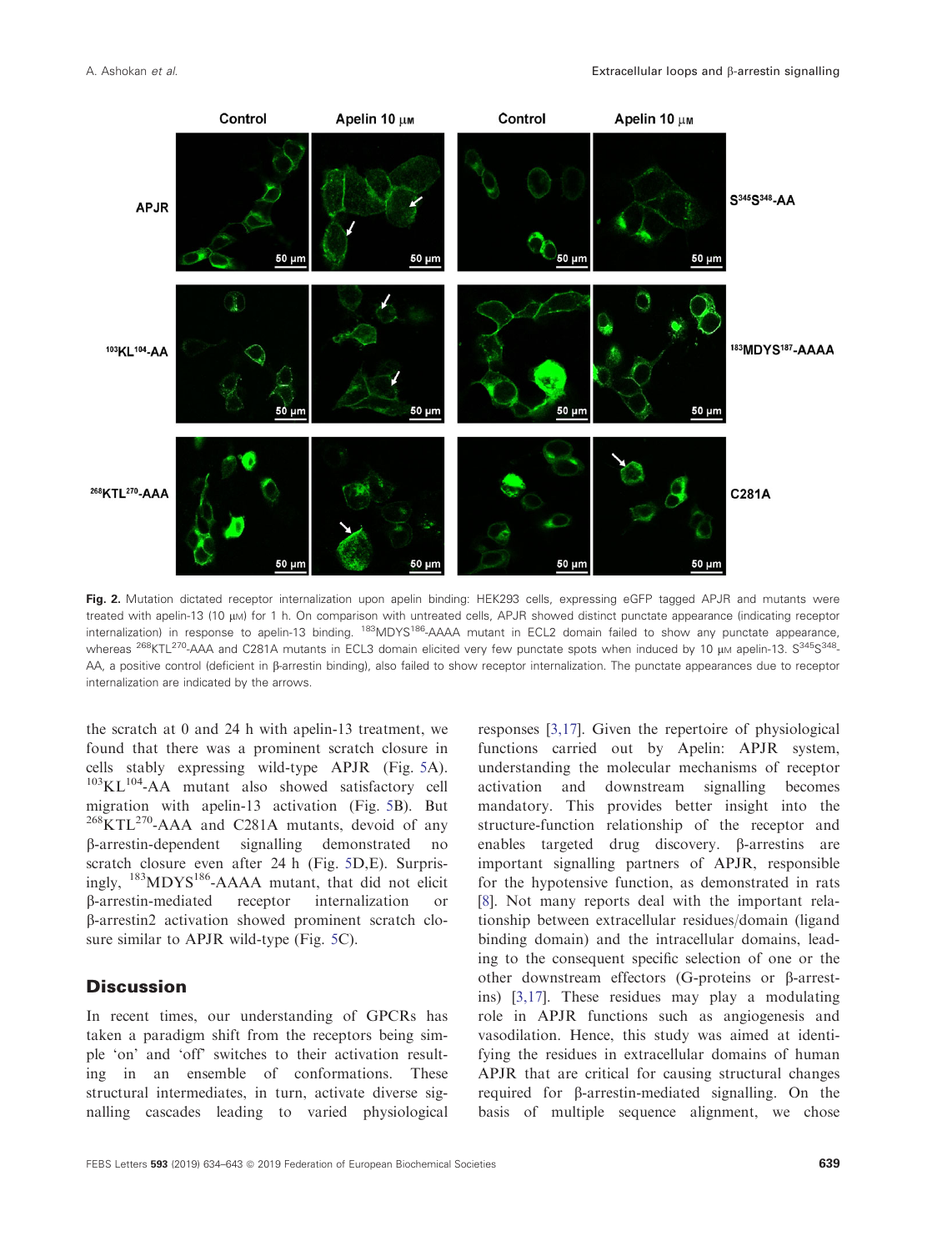**Fig. 2.** Mutation dictated receptor internalization upon apelin binding: HEK293 cells, expressing eGFP tagged APJR and mutants were treated with apelin-13 (10 μM) for 1 h. On comparison with untreated cells, APJR showed distinct punctate appearance (indicating receptor internalization) in response to apelin-13 binding. $^{183}$MDYS$^{186}$-AAAA mutant in ECL2 domain failed to show any punctate appearance, whereas $^{268}$KTL$^{270}$-AAA and C281A mutants in ECL3 domain elicited very few punctate spots when induced by 10 μM apelin-13. S$^{345}$S$^{348}$-AA, a positive control (deficient in β-arrestin binding), also failed to show receptor internalization. The punctate appearances due to receptor internalization are indicated by the arrows.

the scratch at 0 and 24 h with apelin-13 treatment, we found that there was a prominent scratch closure in cells stably expressing wild-type APJR (Fig. 5A). $^{103}$KL$^{104}$-AA mutant also showed satisfactory cell migration with apelin-13 activation (Fig. 5B). But $^{268}$KTL$^{270}$-AAA and C281A mutants, devoid of any β-arrestin-dependent signalling demonstrated no scratch closure even after 24 h (Fig. 5D,E). Surprisingly, $^{183}$MDYS$^{186}$-AAAA mutant, that did not elicit β-arrestin-mediated receptor internalization or β-arrestin2 activation showed prominent scratch closure similar to APJR wild-type (Fig. 5C).

## Discussion

In recent times, our understanding of GPCRs has taken a paradigm shift from the receptors being simple 'on' and 'off' switches to their activation resulting in an ensemble of conformations. These structural intermediates, in turn, activate diverse signalling cascades leading to varied physiological responses [3,17]. Given the repertoire of physiological functions carried out by Apelin: APJR system, understanding the molecular mechanisms of receptor activation and downstream signalling becomes mandatory. This provides better insight into the structure-function relationship of the receptor and enables targeted drug discovery. β-arrestins are important signalling partners of APJR, responsible for the hypotensive function, as demonstrated in rats [8]. Not many reports deal with the important relationship between extracellular residues/domain (ligand binding domain) and the intracellular domains, leading to the consequent specific selection of one or the other downstream effectors (G-proteins or β-arrestins) [3,17]. These residues may play a modulating role in APJR functions such as angiogenesis and vasodilation. Hence, this study was aimed at identifying the residues in extracellular domains of human APJR that are critical for causing structural changes required for β-arrestin-mediated signalling. On the basis of multiple sequence alignment, we chose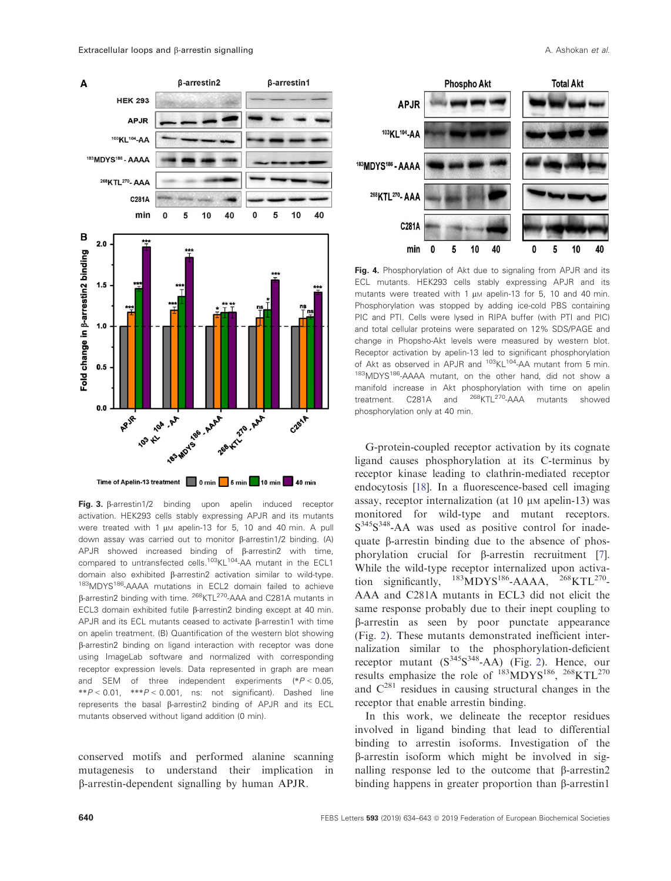**Fig. 3.** β-arrestin1/2 binding upon apelin induced receptor activation. HEK293 cells stably expressing APJR and its mutants were treated with 1 μM apelin-13 for 5, 10 and 40 min. A pull down assay was carried out to monitor β-arrestin1/2 binding. (A) APJR showed increased binding of β-arrestin2 with time, compared to untransfected cells.[103]KL[104]-AA mutant in the ECL1 domain also exhibited β-arrestin2 activation similar to wild-type. [183]MDYS[186]-AAAA mutations in ECL2 domain failed to achieve β-arrestin2 binding with time. [268]KTL[270]-AAA and C281A mutants in ECL3 domain exhibited futile β-arrestin2 binding except at 40 min. APJR and its ECL mutants ceased to activate β-arrestin1 with time on apelin treatment. (B) Quantification of the western blot showing β-arrestin2 binding on ligand interaction with receptor was done using ImageLab software and normalized with corresponding receptor expression levels. Data represented in graph are mean and SEM of three independent experiments (* $P < 0.05$, ** $P < 0.01$, *** $P < 0.001$, ns: not significant). Dashed line represents the basal β-arrestin2 binding of APJR and its ECL mutants observed without ligand addition (0 min).

conserved motifs and performed alanine scanning mutagenesis to understand their implication in β-arrestin-dependent signalling by human APJR.

**Fig. 4.** Phosphorylation of Akt due to signaling from APJR and its ECL mutants. HEK293 cells stably expressing APJR and its mutants were treated with 1 μM apelin-13 for 5, 10 and 40 min. Phosphorylation was stopped by adding ice-cold PBS containing PIC and PTI. Cells were lysed in RIPA buffer (with PTI and PIC) and total cellular proteins were separated on 12% SDS/PAGE and change in Phospho-Akt levels were measured by western blot. Receptor activation by apelin-13 led to significant phosphorylation of Akt as observed in APJR and [103]KL[104]-AA mutant from 5 min. [183]MDYS[186]-AAAA mutant, on the other hand, did not show a manifold increase in Akt phosphorylation with time on apelin treatment. C281A and [268]KTL[270]-AAA mutants showed phosphorylation only at 40 min.

G-protein-coupled receptor activation by its cognate ligand causes phosphorylation at its C-terminus by receptor kinase leading to clathrin-mediated receptor endocytosis [18]. In a fluorescence-based cell imaging assay, receptor internalization (at 10 μM apelin-13) was monitored for wild-type and mutant receptors. $S^{345}S^{348}$-AA was used as positive control for inadequate β-arrestin binding due to the absence of phosphorylation crucial for β-arrestin recruitment [7]. While the wild-type receptor internalized upon activation significantly, [183]MDYS[186]-AAAA, [268]KTL[270]-AAA and C281A mutants in ECL3 did not elicit the same response probably due to their inept coupling to β-arrestin as seen by poor punctate appearance (Fig. 2). These mutants demonstrated inefficient internalization similar to the phosphorylation-deficient receptor mutant ($S^{345}S^{348}$-AA) (Fig. 2). Hence, our results emphasize the role of [183]MDYS[186], [268]KTL[270] and $C^{281}$ residues in causing structural changes in the receptor that enable arrestin binding.

In this work, we delineate the receptor residues involved in ligand binding that lead to differential binding to arrestin isoforms. Investigation of the β-arrestin isoform which might be involved in signalling response led to the outcome that β-arrestin2 binding happens in greater proportion than β-arrestin1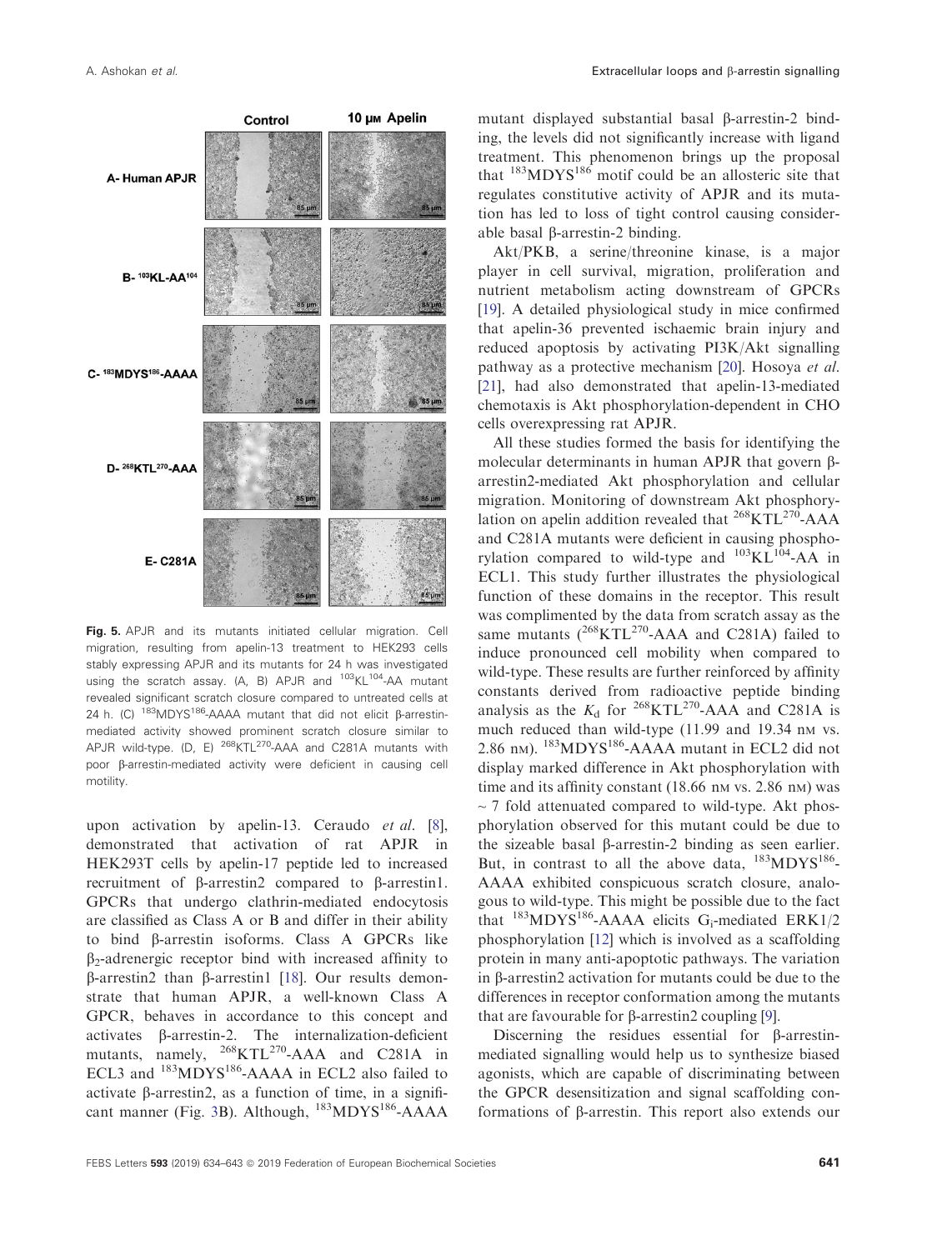Fig. 5. APJR and its mutants initiated cellular migration. Cell migration, resulting from apelin-13 treatment to HEK293 cells stably expressing APJR and its mutants for 24 h was investigated using the scratch assay. (A, B) APJR and $^{103}$KL$^{104}$-AA mutant revealed significant scratch closure compared to untreated cells at 24 h. (C) $^{183}$MDYS$^{186}$-AAAA mutant that did not elicit β-arrestin-mediated activity showed prominent scratch closure similar to APJR wild-type. (D, E) $^{268}$KTL$^{270}$-AAA and C281A mutants with poor β-arrestin-mediated activity were deficient in causing cell motility.

upon activation by apelin-13. Ceraudo *et al.* [8], demonstrated that activation of rat APJR in HEK293T cells by apelin-17 peptide led to increased recruitment of β-arrestin2 compared to β-arrestin1. GPCRs that undergo clathrin-mediated endocytosis are classified as Class A or B and differ in their ability to bind β-arrestin isoforms. Class A GPCRs like $\beta_2$-adrenergic receptor bind with increased affinity to β-arrestin2 than β-arrestin1 [18]. Our results demonstrate that human APJR, a well-known Class A GPCR, behaves in accordance to this concept and activates β-arrestin-2. The internalization-deficient mutants, namely, $^{268}$KTL$^{270}$-AAA and C281A in ECL3 and $^{183}$MDYS$^{186}$-AAAA in ECL2 also failed to activate β-arrestin2, as a function of time, in a significant manner (Fig. 3B). Although, $^{183}$MDYS$^{186}$-AAAA mutant displayed substantial basal β-arrestin-2 binding, the levels did not significantly increase with ligand treatment. This phenomenon brings up the proposal that $^{183}$MDYS$^{186}$ motif could be an allosteric site that regulates constitutive activity of APJR and its mutation has led to loss of tight control causing considerable basal β-arrestin-2 binding.

Akt/PKB, a serine/threonine kinase, is a major player in cell survival, migration, proliferation and nutrient metabolism acting downstream of GPCRs [19]. A detailed physiological study in mice confirmed that apelin-36 prevented ischaemic brain injury and reduced apoptosis by activating PI3K/Akt signalling pathway as a protective mechanism [20]. Hosoya *et al.* [21], had also demonstrated that apelin-13-mediated chemotaxis is Akt phosphorylation-dependent in CHO cells overexpressing rat APJR.

All these studies formed the basis for identifying the molecular determinants in human APJR that govern β-arrestin2-mediated Akt phosphorylation and cellular migration. Monitoring of downstream Akt phosphorylation on apelin addition revealed that $^{268}$KTL$^{270}$-AAA and C281A mutants were deficient in causing phosphorylation compared to wild-type and $^{103}$KL$^{104}$-AA in ECL1. This study further illustrates the physiological function of these domains in the receptor. This result was complimented by the data from scratch assay as the same mutants ($^{268}$KTL$^{270}$-AAA and C281A) failed to induce pronounced cell mobility when compared to wild-type. These results are further reinforced by affinity constants derived from radioactive peptide binding analysis as the $K_d$ for $^{268}$KTL$^{270}$-AAA and C281A is much reduced than wild-type (11.99 and 19.34 nM vs. 2.86 nM). $^{183}$MDYS$^{186}$-AAAA mutant in ECL2 did not display marked difference in Akt phosphorylation with time and its affinity constant (18.66 nM vs. 2.86 nM) was ~ 7 fold attenuated compared to wild-type. Akt phosphorylation observed for this mutant could be due to the sizeable basal β-arrestin-2 binding as seen earlier. But, in contrast to all the above data, $^{183}$MDYS$^{186}$-AAAA exhibited conspicuous scratch closure, analogous to wild-type. This might be possible due to the fact that $^{183}$MDYS$^{186}$-AAAA elicits $G_i$-mediated ERK1/2 phosphorylation [12] which is involved as a scaffolding protein in many anti-apoptotic pathways. The variation in β-arrestin2 activation for mutants could be due to the differences in receptor conformation among the mutants that are favourable for β-arrestin2 coupling [9].

Discerning the residues essential for β-arrestin-mediated signalling would help us to synthesize biased agonists, which are capable of discriminating between the GPCR desensitization and signal scaffolding conformations of β-arrestin. This report also extends our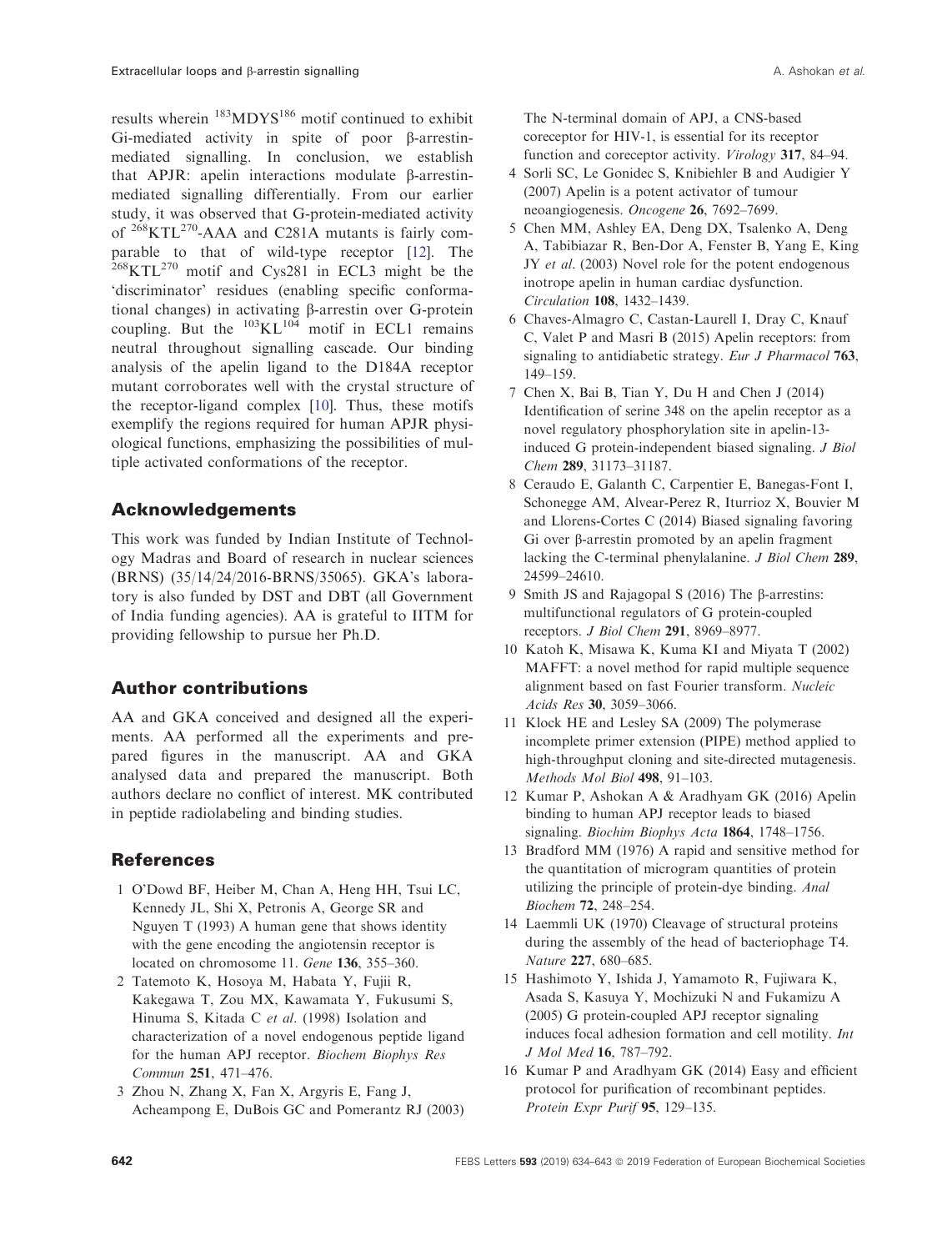results wherein $^{183}$MDYS$^{186}$ motif continued to exhibit Gi-mediated activity in spite of poor β-arrestin-mediated signalling. In conclusion, we establish that APJR: apelin interactions modulate β-arrestin-mediated signalling differentially. From our earlier study, it was observed that G-protein-mediated activity of $^{268}$KTL$^{270}$-AAA and C281A mutants is fairly comparable to that of wild-type receptor [12]. The $^{268}$KTL$^{270}$ motif and Cys281 in ECL3 might be the 'discriminator' residues (enabling specific conformational changes) in activating β-arrestin over G-protein coupling. But the $^{103}$KL$^{104}$ motif in ECL1 remains neutral throughout signalling cascade. Our binding analysis of the apelin ligand to the D184A receptor mutant corroborates well with the crystal structure of the receptor-ligand complex [10]. Thus, these motifs exemplify the regions required for human APJR physiological functions, emphasizing the possibilities of multiple activated conformations of the receptor.

## Acknowledgements

This work was funded by Indian Institute of Technology Madras and Board of research in nuclear sciences (BRNS) (35/14/24/2016-BRNS/35065). GKA's laboratory is also funded by DST and DBT (all Government of India funding agencies). AA is grateful to IITM for providing fellowship to pursue her Ph.D.

## Author contributions

AA and GKA conceived and designed all the experiments. AA performed all the experiments and prepared figures in the manuscript. AA and GKA analysed data and prepared the manuscript. Both authors declare no conflict of interest. MK contributed in peptide radiolabeling and binding studies.

## References

1 O'Dowd BF, Heiber M, Chan A, Heng HH, Tsui LC, Kennedy JL, Shi X, Petronis A, George SR and Nguyen T (1993) A human gene that shows identity with the gene encoding the angiotensin receptor is located on chromosome 11. *Gene* **136**, 355–360.

2 Tatemoto K, Hosoya M, Habata Y, Fujii R, Kakegawa T, Zou MX, Kawamata Y, Fukusumi S, Hinuma S, Kitada C *et al*. (1998) Isolation and characterization of a novel endogenous peptide ligand for the human APJ receptor. *Biochem Biophys Res Commun* **251**, 471–476.

3 Zhou N, Zhang X, Fan X, Argyris E, Fang J, Acheampong E, DuBois GC and Pomerantz RJ (2003) The N-terminal domain of APJ, a CNS-based coreceptor for HIV-1, is essential for its receptor function and coreceptor activity. *Virology* **317**, 84–94.

4 Sorli SC, Le Gonidec S, Knibiehler B and Audigier Y (2007) Apelin is a potent activator of tumour neoangiogenesis. *Oncogene* **26**, 7692–7699.

5 Chen MM, Ashley EA, Deng DX, Tsalenko A, Deng A, Tabibiazar R, Ben-Dor A, Fenster B, Yang E, King JY *et al*. (2003) Novel role for the potent endogenous inotrope apelin in human cardiac dysfunction. *Circulation* **108**, 1432–1439.

6 Chaves-Almagro C, Castan-Laurell I, Dray C, Knauf C, Valet P and Masri B (2015) Apelin receptors: from signaling to antidiabetic strategy. *Eur J Pharmacol* **763**, 149–159.

7 Chen X, Bai B, Tian Y, Du H and Chen J (2014) Identification of serine 348 on the apelin receptor as a novel regulatory phosphorylation site in apelin-13-induced G protein-independent biased signaling. *J Biol Chem* **289**, 31173–31187.

8 Ceraudo E, Galanth C, Carpentier E, Banegas-Font I, Schonegge AM, Alvear-Perez R, Iturrioz X, Bouvier M and Llorens-Cortes C (2014) Biased signaling favoring Gi over β-arrestin promoted by an apelin fragment lacking the C-terminal phenylalanine. *J Biol Chem* **289**, 24599–24610.

9 Smith JS and Rajagopal S (2016) The β-arrestins: multifunctional regulators of G protein-coupled receptors. *J Biol Chem* **291**, 8969–8977.

10 Katoh K, Misawa K, Kuma KI and Miyata T (2002) MAFFT: a novel method for rapid multiple sequence alignment based on fast Fourier transform. *Nucleic Acids Res* **30**, 3059–3066.

11 Klock HE and Lesley SA (2009) The polymerase incomplete primer extension (PIPE) method applied to high-throughput cloning and site-directed mutagenesis. *Methods Mol Biol* **498**, 91–103.

12 Kumar P, Ashokan A & Aradhyam GK (2016) Apelin binding to human APJ receptor leads to biased signaling. *Biochim Biophys Acta* **1864**, 1748–1756.

13 Bradford MM (1976) A rapid and sensitive method for the quantitation of microgram quantities of protein utilizing the principle of protein-dye binding. *Anal Biochem* **72**, 248–254.

14 Laemmli UK (1970) Cleavage of structural proteins during the assembly of the head of bacteriophage T4. *Nature* **227**, 680–685.

15 Hashimoto Y, Ishida J, Yamamoto R, Fujiwara K, Asada S, Kasuya Y, Mochizuki N and Fukamizu A (2005) G protein-coupled APJ receptor signaling induces focal adhesion formation and cell motility. *Int J Mol Med* **16**, 787–792.

16 Kumar P and Aradhyam GK (2014) Easy and efficient protocol for purification of recombinant peptides. *Protein Expr Purif* **95**, 129–135.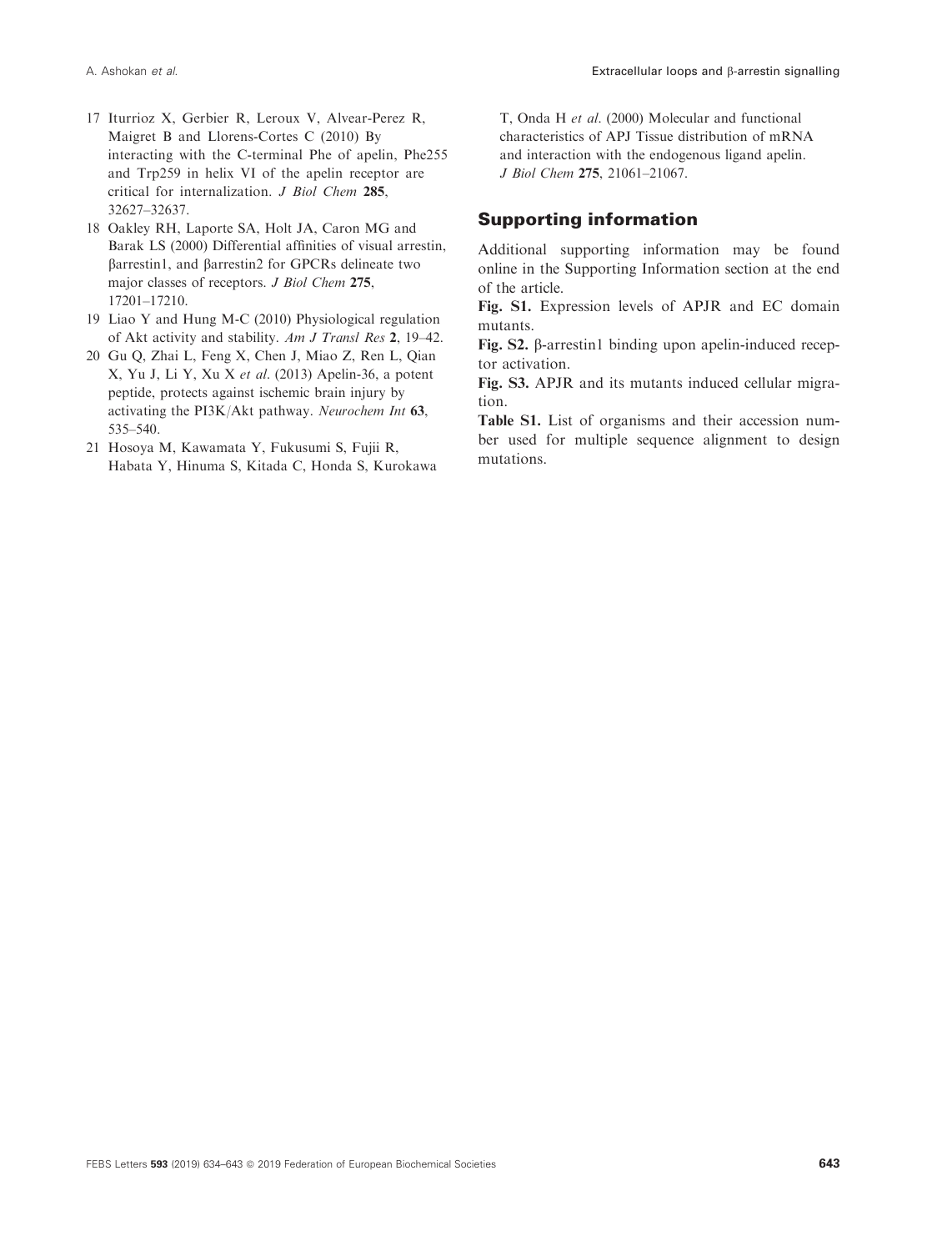17 Iturrioz X, Gerbier R, Leroux V, Alvear-Perez R, Maigret B and Llorens-Cortes C (2010) By interacting with the C-terminal Phe of apelin, Phe255 and Trp259 in helix VI of the apelin receptor are critical for internalization. *J Biol Chem* **285**, 32627–32637.

18 Oakley RH, Laporte SA, Holt JA, Caron MG and Barak LS (2000) Differential affinities of visual arrestin, βarrestin1, and βarrestin2 for GPCRs delineate two major classes of receptors. *J Biol Chem* **275**, 17201–17210.

19 Liao Y and Hung M-C (2010) Physiological regulation of Akt activity and stability. *Am J Transl Res* **2**, 19–42.

20 Gu Q, Zhai L, Feng X, Chen J, Miao Z, Ren L, Qian X, Yu J, Li Y, Xu X *et al*. (2013) Apelin-36, a potent peptide, protects against ischemic brain injury by activating the PI3K/Akt pathway. *Neurochem Int* **63**, 535–540.

21 Hosoya M, Kawamata Y, Fukusumi S, Fujii R, Habata Y, Hinuma S, Kitada C, Honda S, Kurokawa T, Onda H *et al*. (2000) Molecular and functional characteristics of APJ Tissue distribution of mRNA and interaction with the endogenous ligand apelin. *J Biol Chem* **275**, 21061–21067.

## Supporting information

Additional supporting information may be found online in the Supporting Information section at the end of the article.

**Fig. S1.** Expression levels of APJR and EC domain mutants.

**Fig. S2.** β-arrestin1 binding upon apelin-induced receptor activation.

**Fig. S3.** APJR and its mutants induced cellular migration.

**Table S1.** List of organisms and their accession number used for multiple sequence alignment to design mutations.